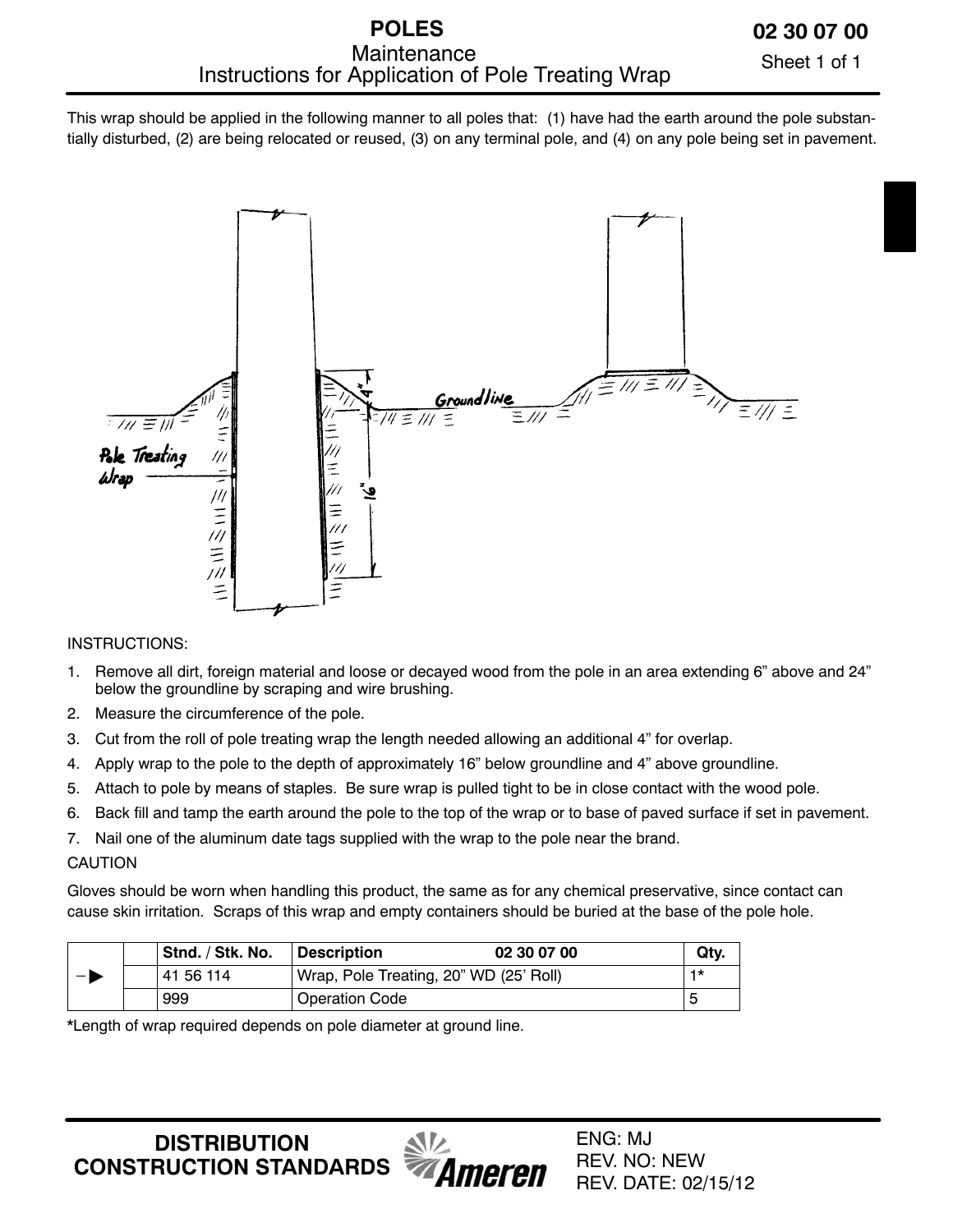# POLES

## Maintenance
## Instructions for Application of Pole Treating Wrap

**02 30 07 00**

This wrap should be applied in the following manner to all poles that: (1) have had the earth around the pole substantially disturbed, (2) are being relocated or reused, (3) on any terminal pole, and (4) on any pole being set in pavement.

Pole Treating Wrap

Groundline

4"

16"

INSTRUCTIONS:

1. Remove all dirt, foreign material and loose or decayed wood from the pole in an area extending 6" above and 24" below the groundline by scraping and wire brushing.
2. Measure the circumference of the pole.
3. Cut from the roll of pole treating wrap the length needed allowing an additional 4" for overlap.
4. Apply wrap to the pole to the depth of approximately 16" below groundline and 4" above groundline.
5. Attach to pole by means of staples. Be sure wrap is pulled tight to be in close contact with the wood pole.
6. Back fill and tamp the earth around the pole to the top of the wrap or to base of paved surface if set in pavement.
7. Nail one of the aluminum date tags supplied with the wrap to the pole near the brand.

CAUTION

Gloves should be worn when handling this product, the same as for any chemical preservative, since contact can cause skin irritation. Scraps of this wrap and empty containers should be buried at the base of the pole hole.

| | | Stnd. / Stk. No. | Description 02 30 07 00 | Qty. |
|---|---|---|---|---|
| –▶ | | 41 56 114 | Wrap, Pole Treating, 20" WD (25' Roll) | 1* |
| | | 999 | Operation Code | 5 |

*Length of wrap required depends on pole diameter at ground line.

**DISTRIBUTION CONSTRUCTION STANDARDS**

Ameren

ENG: MJ
REV. NO: NEW
REV. DATE: 02/15/12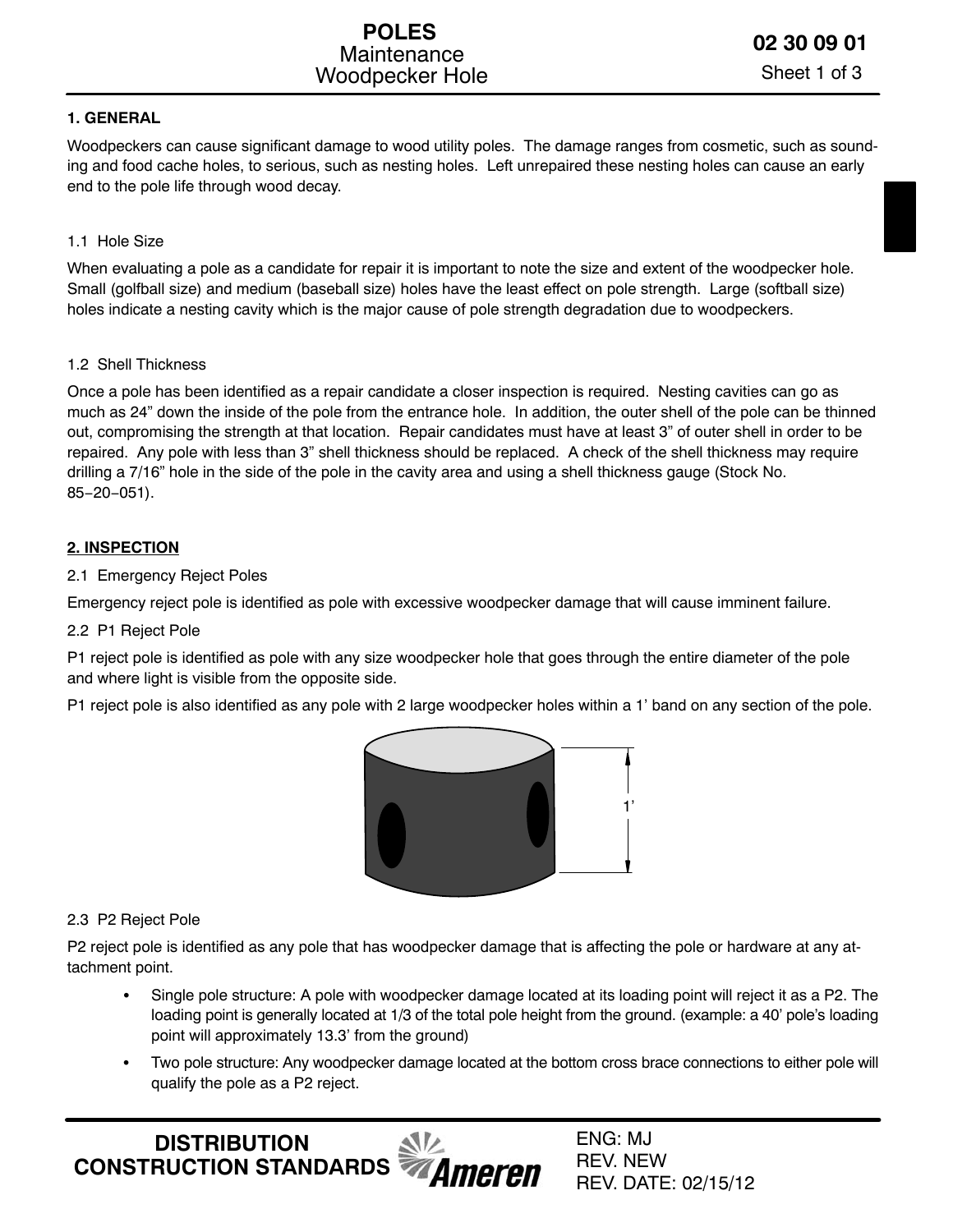# POLES
## Maintenance
## Woodpecker Hole

**02 30 09 01**

### 1. GENERAL

Woodpeckers can cause significant damage to wood utility poles. The damage ranges from cosmetic, such as sounding and food cache holes, to serious, such as nesting holes. Left unrepaired these nesting holes can cause an early end to the pole life through wood decay.

1.1 Hole Size

When evaluating a pole as a candidate for repair it is important to note the size and extent of the woodpecker hole. Small (golfball size) and medium (baseball size) holes have the least effect on pole strength. Large (softball size) holes indicate a nesting cavity which is the major cause of pole strength degradation due to woodpeckers.

1.2 Shell Thickness

Once a pole has been identified as a repair candidate a closer inspection is required. Nesting cavities can go as much as 24" down the inside of the pole from the entrance hole. In addition, the outer shell of the pole can be thinned out, compromising the strength at that location. Repair candidates must have at least 3" of outer shell in order to be repaired. Any pole with less than 3" shell thickness should be replaced. A check of the shell thickness may require drilling a 7/16" hole in the side of the pole in the cavity area and using a shell thickness gauge (Stock No. 85−20−051).

### 2. INSPECTION

2.1 Emergency Reject Poles

Emergency reject pole is identified as pole with excessive woodpecker damage that will cause imminent failure.

2.2 P1 Reject Pole

P1 reject pole is identified as pole with any size woodpecker hole that goes through the entire diameter of the pole and where light is visible from the opposite side.

P1 reject pole is also identified as any pole with 2 large woodpecker holes within a 1' band on any section of the pole.

1'

2.3 P2 Reject Pole

P2 reject pole is identified as any pole that has woodpecker damage that is affecting the pole or hardware at any attachment point.

- Single pole structure: A pole with woodpecker damage located at its loading point will reject it as a P2. The loading point is generally located at 1/3 of the total pole height from the ground. (example: a 40' pole's loading point will approximately 13.3' from the ground)
- Two pole structure: Any woodpecker damage located at the bottom cross brace connections to either pole will qualify the pole as a P2 reject.

DISTRIBUTION CONSTRUCTION STANDARDS

ENG: MJ
REV. NEW
REV. DATE: 02/15/12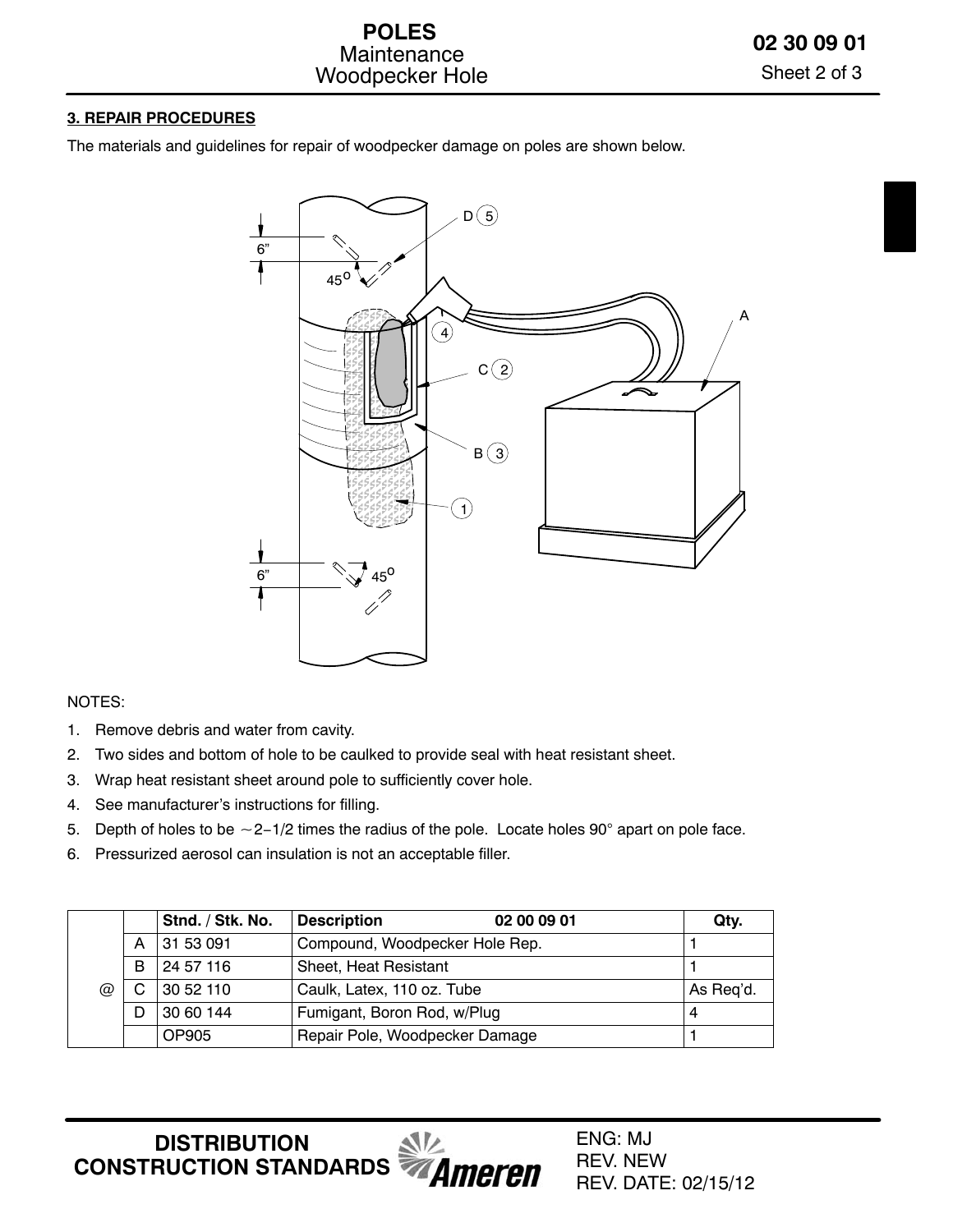### 3. REPAIR PROCEDURES

The materials and guidelines for repair of woodpecker damage on poles are shown below.

NOTES:

1. Remove debris and water from cavity.
2. Two sides and bottom of hole to be caulked to provide seal with heat resistant sheet.
3. Wrap heat resistant sheet around pole to sufficiently cover hole.
4. See manufacturer's instructions for filling.
5. Depth of holes to be ~2-1/2 times the radius of the pole. Locate holes 90° apart on pole face.
6. Pressurized aerosol can insulation is not an acceptable filler.

| | | Stnd. / Stk. No. | Description 02 00 09 01 | Qty. |
|---|---|---|---|---|
| @ | A | 31 53 091 | Compound, Woodpecker Hole Rep. | 1 |
| | B | 24 57 116 | Sheet, Heat Resistant | 1 |
| | C | 30 52 110 | Caulk, Latex, 110 oz. Tube | As Req'd. |
| | D | 30 60 144 | Fumigant, Boron Rod, w/Plug | 4 |
| | | OP905 | Repair Pole, Woodpecker Damage | 1 |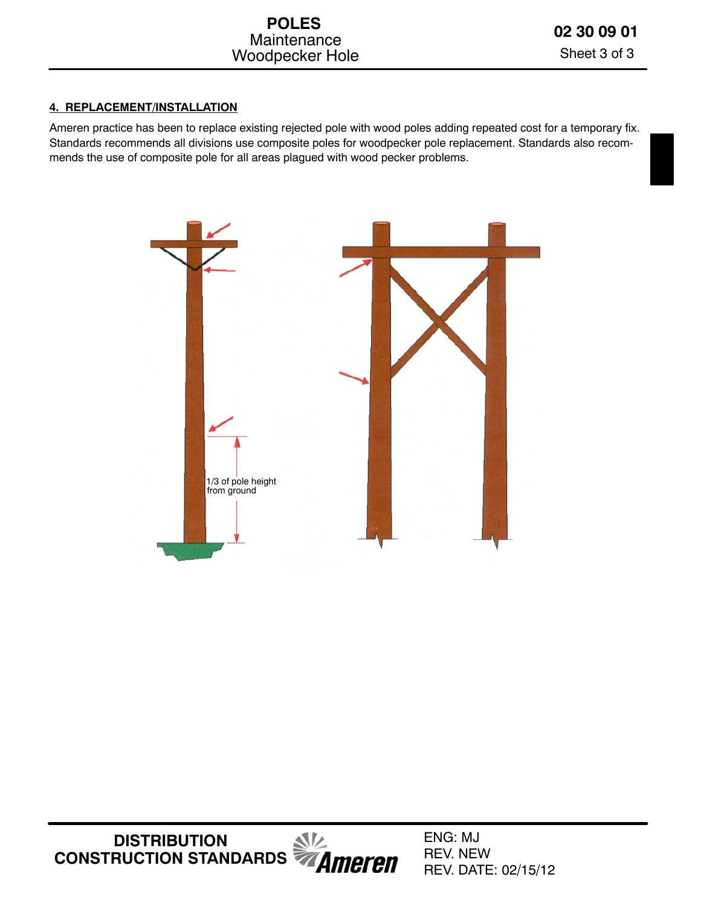## 4. REPLACEMENT/INSTALLATION

Ameren practice has been to replace existing rejected pole with wood poles adding repeated cost for a temporary fix. Standards recommends all divisions use composite poles for woodpecker pole replacement. Standards also recommends the use of composite pole for all areas plagued with wood pecker problems.

1/3 of pole height from ground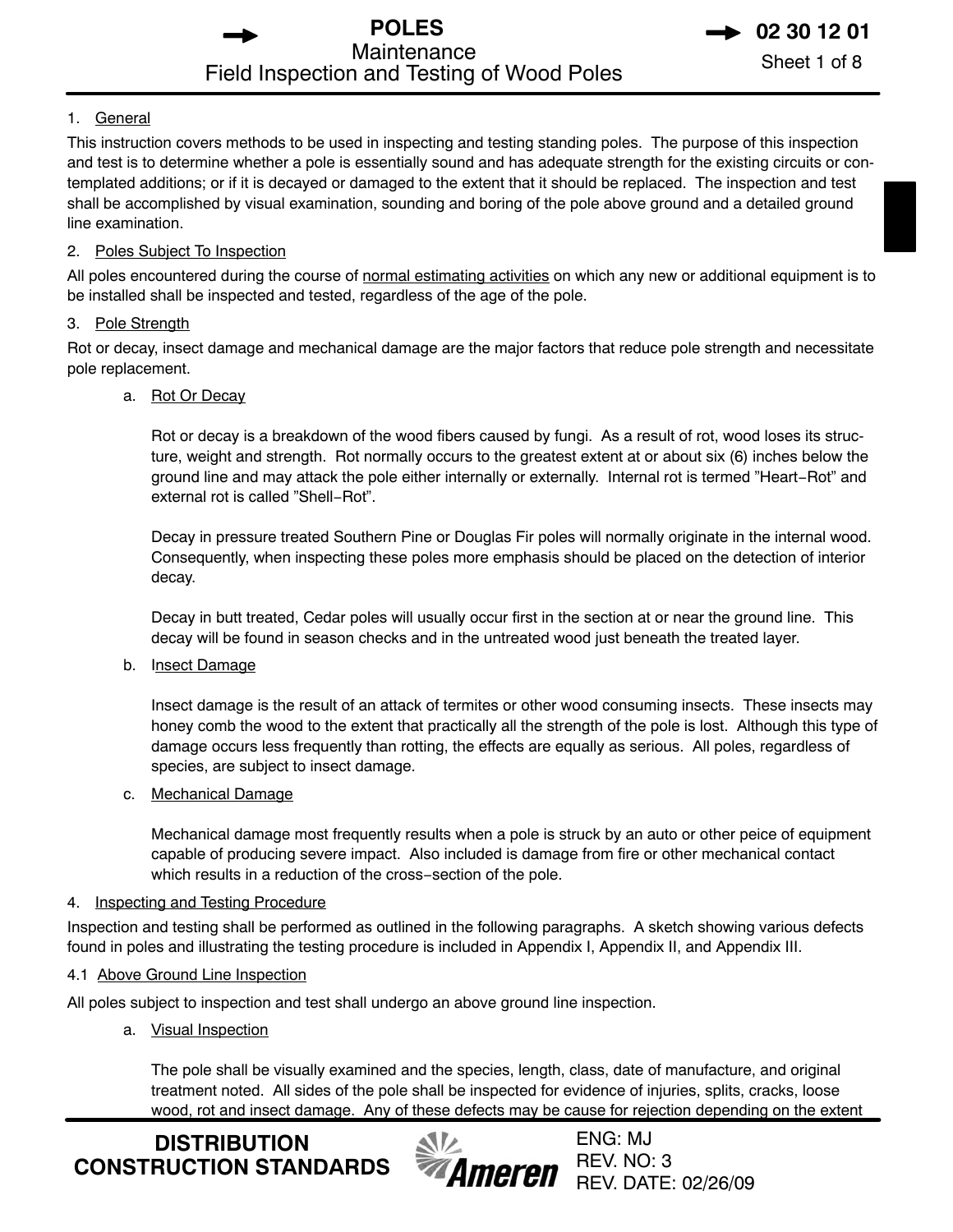1. General

This instruction covers methods to be used in inspecting and testing standing poles. The purpose of this inspection and test is to determine whether a pole is essentially sound and has adequate strength for the existing circuits or contemplated additions; or if it is decayed or damaged to the extent that it should be replaced. The inspection and test shall be accomplished by visual examination, sounding and boring of the pole above ground and a detailed ground line examination.

2. Poles Subject To Inspection

All poles encountered during the course of normal estimating activities on which any new or additional equipment is to be installed shall be inspected and tested, regardless of the age of the pole.

3. Pole Strength

Rot or decay, insect damage and mechanical damage are the major factors that reduce pole strength and necessitate pole replacement.

a. Rot Or Decay

Rot or decay is a breakdown of the wood fibers caused by fungi. As a result of rot, wood loses its structure, weight and strength. Rot normally occurs to the greatest extent at or about six (6) inches below the ground line and may attack the pole either internally or externally. Internal rot is termed "Heart-Rot" and external rot is called "Shell-Rot".

Decay in pressure treated Southern Pine or Douglas Fir poles will normally originate in the internal wood. Consequently, when inspecting these poles more emphasis should be placed on the detection of interior decay.

Decay in butt treated, Cedar poles will usually occur first in the section at or near the ground line. This decay will be found in season checks and in the untreated wood just beneath the treated layer.

b. Insect Damage

Insect damage is the result of an attack of termites or other wood consuming insects. These insects may honey comb the wood to the extent that practically all the strength of the pole is lost. Although this type of damage occurs less frequently than rotting, the effects are equally as serious. All poles, regardless of species, are subject to insect damage.

c. Mechanical Damage

Mechanical damage most frequently results when a pole is struck by an auto or other peice of equipment capable of producing severe impact. Also included is damage from fire or other mechanical contact which results in a reduction of the cross-section of the pole.

4. Inspecting and Testing Procedure

Inspection and testing shall be performed as outlined in the following paragraphs. A sketch showing various defects found in poles and illustrating the testing procedure is included in Appendix I, Appendix II, and Appendix III.

4.1 Above Ground Line Inspection

All poles subject to inspection and test shall undergo an above ground line inspection.

a. Visual Inspection

The pole shall be visually examined and the species, length, class, date of manufacture, and original treatment noted. All sides of the pole shall be inspected for evidence of injuries, splits, cracks, loose wood, rot and insect damage. Any of these defects may be cause for rejection depending on the extent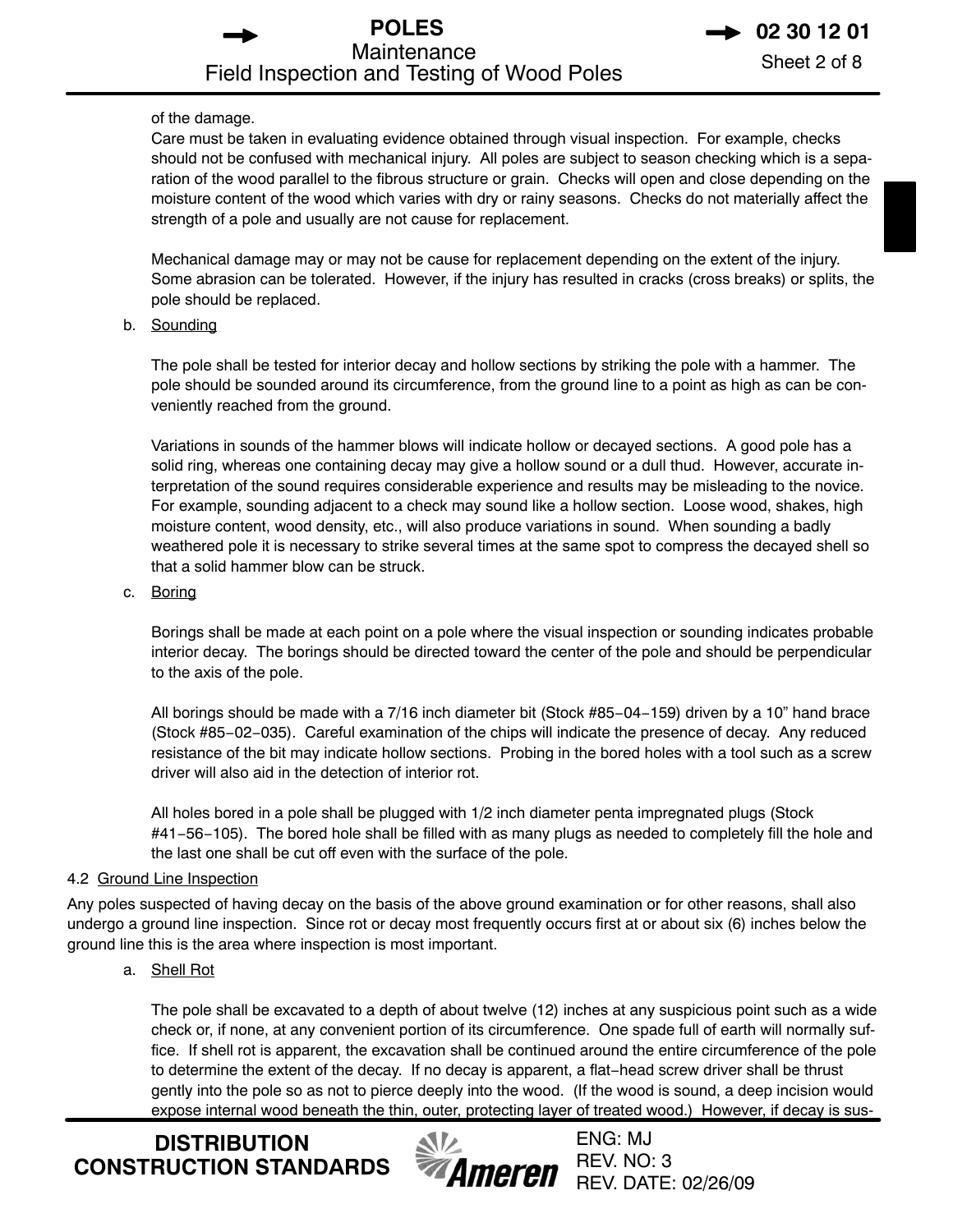of the damage.

Care must be taken in evaluating evidence obtained through visual inspection. For example, checks should not be confused with mechanical injury. All poles are subject to season checking which is a separation of the wood parallel to the fibrous structure or grain. Checks will open and close depending on the moisture content of the wood which varies with dry or rainy seasons. Checks do not materially affect the strength of a pole and usually are not cause for replacement.

Mechanical damage may or may not be cause for replacement depending on the extent of the injury. Some abrasion can be tolerated. However, if the injury has resulted in cracks (cross breaks) or splits, the pole should be replaced.

b. Sounding

The pole shall be tested for interior decay and hollow sections by striking the pole with a hammer. The pole should be sounded around its circumference, from the ground line to a point as high as can be conveniently reached from the ground.

Variations in sounds of the hammer blows will indicate hollow or decayed sections. A good pole has a solid ring, whereas one containing decay may give a hollow sound or a dull thud. However, accurate interpretation of the sound requires considerable experience and results may be misleading to the novice. For example, sounding adjacent to a check may sound like a hollow section. Loose wood, shakes, high moisture content, wood density, etc., will also produce variations in sound. When sounding a badly weathered pole it is necessary to strike several times at the same spot to compress the decayed shell so that a solid hammer blow can be struck.

c. Boring

Borings shall be made at each point on a pole where the visual inspection or sounding indicates probable interior decay. The borings should be directed toward the center of the pole and should be perpendicular to the axis of the pole.

All borings should be made with a 7/16 inch diameter bit (Stock #85−04−159) driven by a 10" hand brace (Stock #85−02−035). Careful examination of the chips will indicate the presence of decay. Any reduced resistance of the bit may indicate hollow sections. Probing in the bored holes with a tool such as a screw driver will also aid in the detection of interior rot.

All holes bored in a pole shall be plugged with 1/2 inch diameter penta impregnated plugs (Stock #41−56−105). The bored hole shall be filled with as many plugs as needed to completely fill the hole and the last one shall be cut off even with the surface of the pole.

### 4.2 Ground Line Inspection

Any poles suspected of having decay on the basis of the above ground examination or for other reasons, shall also undergo a ground line inspection. Since rot or decay most frequently occurs first at or about six (6) inches below the ground line this is the area where inspection is most important.

a. Shell Rot

The pole shall be excavated to a depth of about twelve (12) inches at any suspicious point such as a wide check or, if none, at any convenient portion of its circumference. One spade full of earth will normally suffice. If shell rot is apparent, the excavation shall be continued around the entire circumference of the pole to determine the extent of the decay. If no decay is apparent, a flat−head screw driver shall be thrust gently into the pole so as not to pierce deeply into the wood. (If the wood is sound, a deep incision would expose internal wood beneath the thin, outer, protecting layer of treated wood.) However, if decay is sus-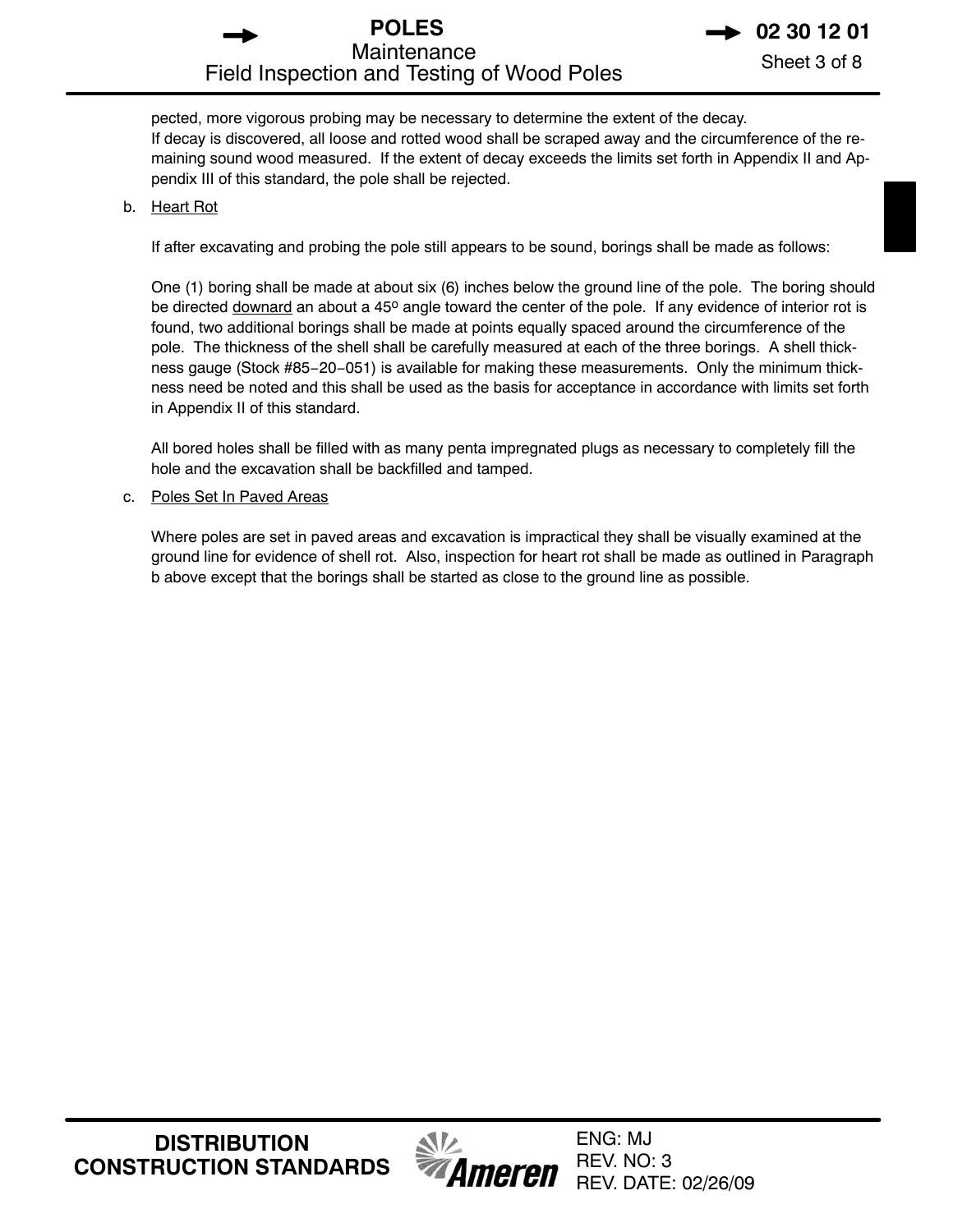pected, more vigorous probing may be necessary to determine the extent of the decay.
If decay is discovered, all loose and rotted wood shall be scraped away and the circumference of the remaining sound wood measured. If the extent of decay exceeds the limits set forth in Appendix II and Appendix III of this standard, the pole shall be rejected.

b. Heart Rot

If after excavating and probing the pole still appears to be sound, borings shall be made as follows:

One (1) boring shall be made at about six (6) inches below the ground line of the pole. The boring should be directed downard an about a 45º angle toward the center of the pole. If any evidence of interior rot is found, two additional borings shall be made at points equally spaced around the circumference of the pole. The thickness of the shell shall be carefully measured at each of the three borings. A shell thickness gauge (Stock #85−20−051) is available for making these measurements. Only the minimum thickness need be noted and this shall be used as the basis for acceptance in accordance with limits set forth in Appendix II of this standard.

All bored holes shall be filled with as many penta impregnated plugs as necessary to completely fill the hole and the excavation shall be backfilled and tamped.

c. Poles Set In Paved Areas

Where poles are set in paved areas and excavation is impractical they shall be visually examined at the ground line for evidence of shell rot. Also, inspection for heart rot shall be made as outlined in Paragraph b above except that the borings shall be started as close to the ground line as possible.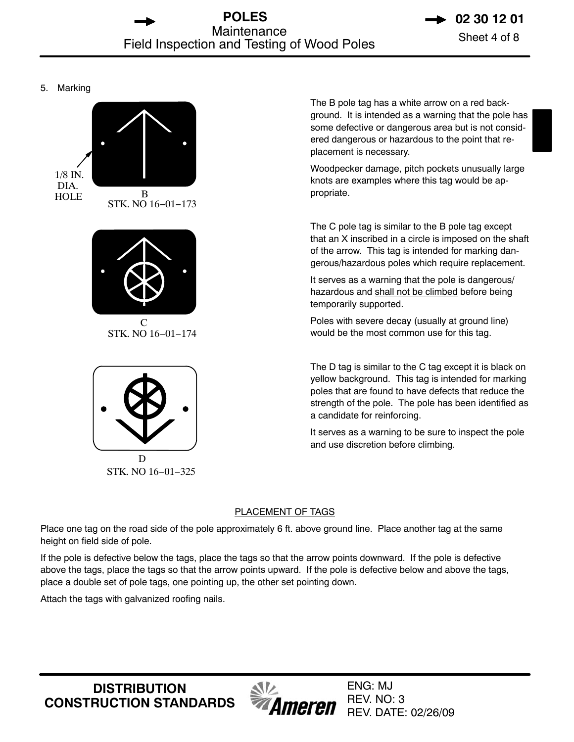5. Marking

1/8 IN. DIA. HOLE

B
STK. NO 16−01−173

The B pole tag has a white arrow on a red background. It is intended as a warning that the pole has some defective or dangerous area but is not considered dangerous or hazardous to the point that replacement is necessary.

Woodpecker damage, pitch pockets unusually large knots are examples where this tag would be appropriate.

C
STK. NO 16−01−174

The C pole tag is similar to the B pole tag except that an X inscribed in a circle is imposed on the shaft of the arrow. This tag is intended for marking dangerous/hazardous poles which require replacement.

It serves as a warning that the pole is dangerous/hazardous and shall not be climbed before being temporarily supported.

Poles with severe decay (usually at ground line) would be the most common use for this tag.

D
STK. NO 16−01−325

The D tag is similar to the C tag except it is black on yellow background. This tag is intended for marking poles that are found to have defects that reduce the strength of the pole. The pole has been identified as a candidate for reinforcing.

It serves as a warning to be sure to inspect the pole and use discretion before climbing.

PLACEMENT OF TAGS

Place one tag on the road side of the pole approximately 6 ft. above ground line. Place another tag at the same height on field side of pole.

If the pole is defective below the tags, place the tags so that the arrow points downward. If the pole is defective above the tags, place the tags so that the arrow points upward. If the pole is defective below and above the tags, place a double set of pole tags, one pointing up, the other set pointing down.

Attach the tags with galvanized roofing nails.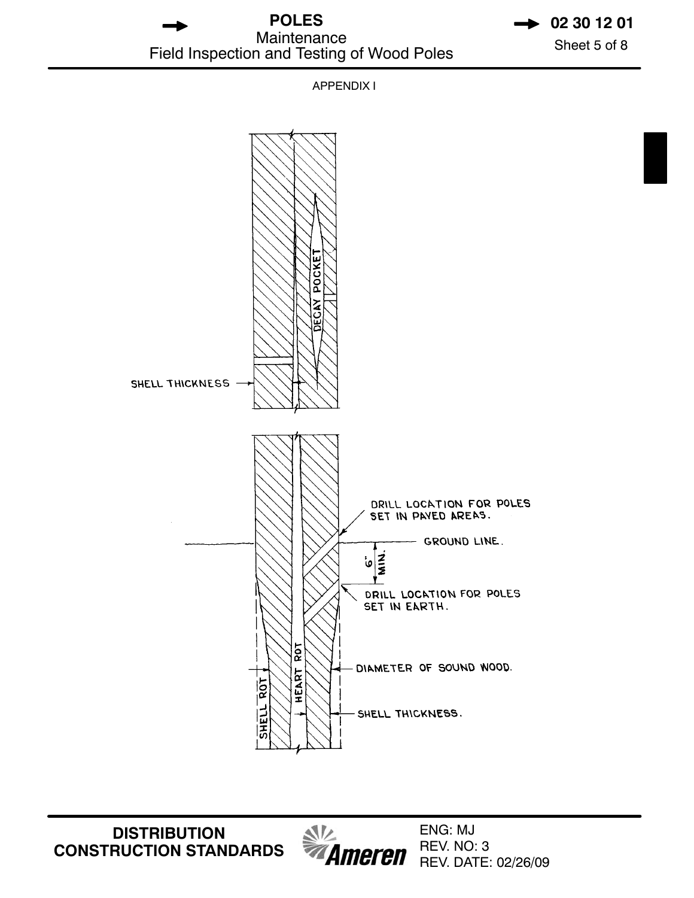APPENDIX I

DECAY POCKET

SHELL THICKNESS

DRILL LOCATION FOR POLES SET IN PAVED AREAS.

GROUND LINE.

6" MIN.

DRILL LOCATION FOR POLES SET IN EARTH.

HEART ROT

SHELL ROT

DIAMETER OF SOUND WOOD.

SHELL THICKNESS.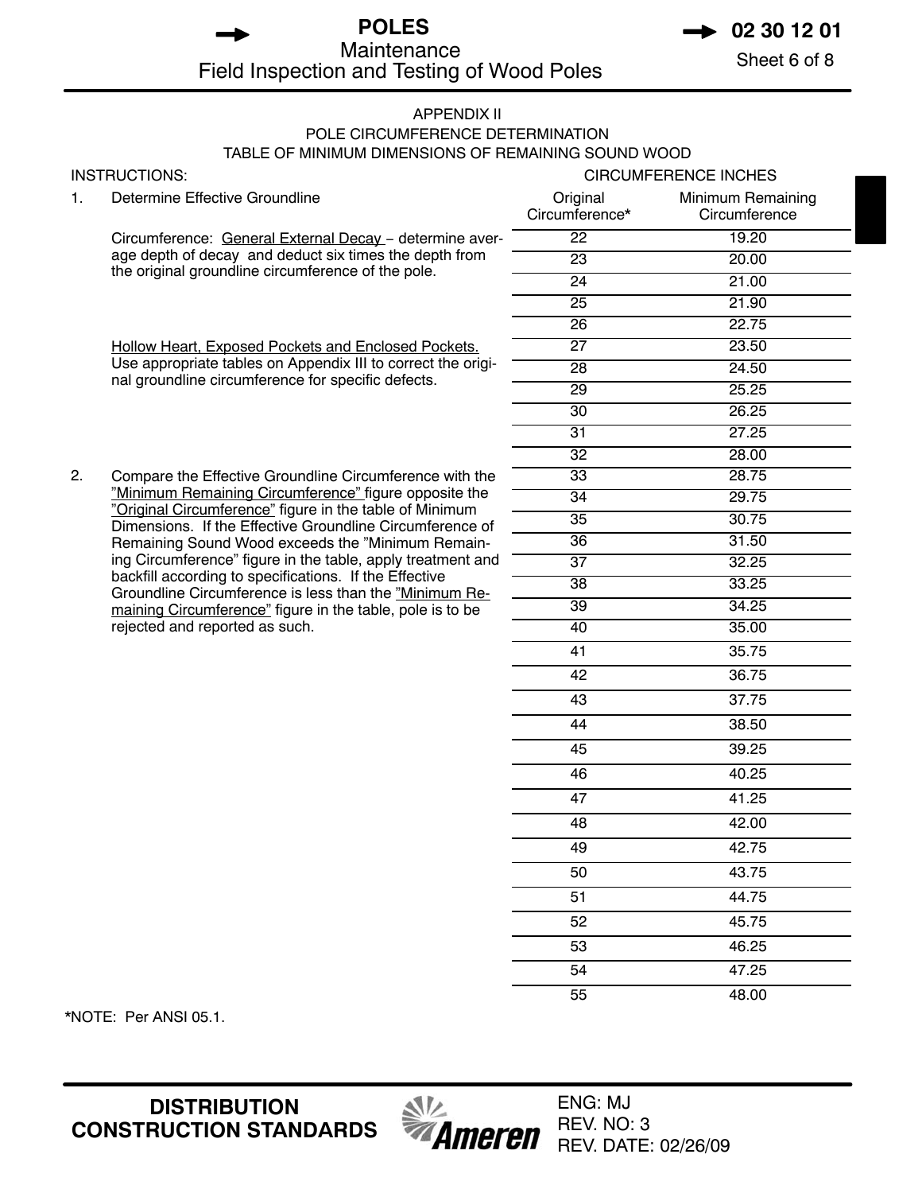## APPENDIX II

### POLE CIRCUMFERENCE DETERMINATION

### TABLE OF MINIMUM DIMENSIONS OF REMAINING SOUND WOOD

INSTRUCTIONS:

1. Determine Effective Groundline

   Circumference: General External Decay – determine average depth of decay and deduct six times the depth from the original groundline circumference of the pole.

   Hollow Heart, Exposed Pockets and Enclosed Pockets. Use appropriate tables on Appendix III to correct the original groundline circumference for specific defects.

2. Compare the Effective Groundline Circumference with the "Minimum Remaining Circumference" figure opposite the "Original Circumference" figure in the table of Minimum Dimensions. If the Effective Groundline Circumference of Remaining Sound Wood exceeds the "Minimum Remaining Circumference" figure in the table, apply treatment and backfill according to specifications. If the Effective Groundline Circumference is less than the "Minimum Remaining Circumference" figure in the table, pole is to be rejected and reported as such.

| CIRCUMFERENCE INCHES | |
|---|---|
| Original Circumference* | Minimum Remaining Circumference |
| 22 | 19.20 |
| 23 | 20.00 |
| 24 | 21.00 |
| 25 | 21.90 |
| 26 | 22.75 |
| 27 | 23.50 |
| 28 | 24.50 |
| 29 | 25.25 |
| 30 | 26.25 |
| 31 | 27.25 |
| 32 | 28.00 |
| 33 | 28.75 |
| 34 | 29.75 |
| 35 | 30.75 |
| 36 | 31.50 |
| 37 | 32.25 |
| 38 | 33.25 |
| 39 | 34.25 |
| 40 | 35.00 |
| 41 | 35.75 |
| 42 | 36.75 |
| 43 | 37.75 |
| 44 | 38.50 |
| 45 | 39.25 |
| 46 | 40.25 |
| 47 | 41.25 |
| 48 | 42.00 |
| 49 | 42.75 |
| 50 | 43.75 |
| 51 | 44.75 |
| 52 | 45.75 |
| 53 | 46.25 |
| 54 | 47.25 |
| 55 | 48.00 |

*NOTE: Per ANSI 05.1.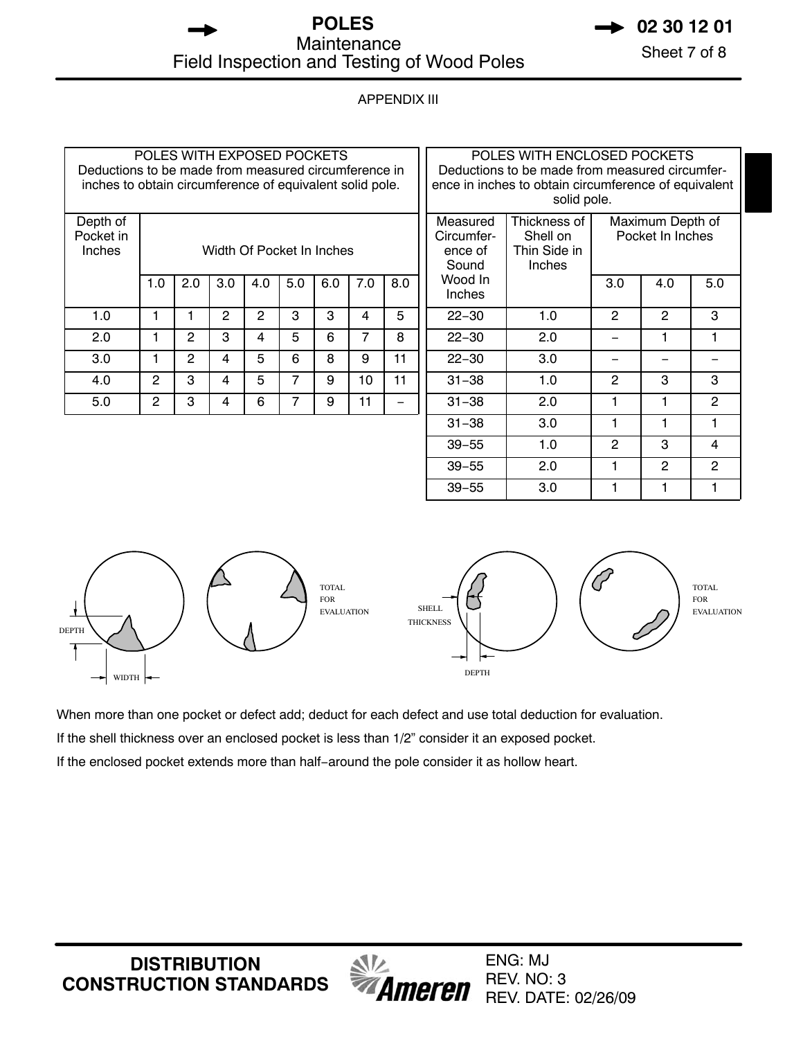APPENDIX III

| POLES WITH EXPOSED POCKETS Deductions to be made from measured circumference in inches to obtain circumference of equivalent solid pole. | | | | | | | | |
|---|---|---|---|---|---|---|---|---|
| Depth of Pocket in Inches | Width Of Pocket In Inches | | | | | | | |
| | 1.0 | 2.0 | 3.0 | 4.0 | 5.0 | 6.0 | 7.0 | 8.0 |
| 1.0 | 1 | 1 | 2 | 2 | 3 | 3 | 4 | 5 |
| 2.0 | 1 | 2 | 3 | 4 | 5 | 6 | 7 | 8 |
| 3.0 | 1 | 2 | 4 | 5 | 6 | 8 | 9 | 11 |
| 4.0 | 2 | 3 | 4 | 5 | 7 | 9 | 10 | 11 |
| 5.0 | 2 | 3 | 4 | 6 | 7 | 9 | 11 | – |

| POLES WITH ENCLOSED POCKETS Deductions to be made from measured circumference in inches to obtain circumference of equivalent solid pole. | | | | |
|---|---|---|---|---|
| Measured Circumference of Sound Wood In Inches | Thickness of Shell on Thin Side in Inches | Maximum Depth of Pocket In Inches | | |
| | | 3.0 | 4.0 | 5.0 |
| 22–30 | 1.0 | 2 | 2 | 3 |
| 22–30 | 2.0 | – | 1 | 1 |
| 22–30 | 3.0 | – | – | – |
| 31–38 | 1.0 | 2 | 3 | 3 |
| 31–38 | 2.0 | 1 | 1 | 2 |
| 31–38 | 3.0 | 1 | 1 | 1 |
| 39–55 | 1.0 | 2 | 3 | 4 |
| 39–55 | 2.0 | 1 | 2 | 2 |
| 39–55 | 3.0 | 1 | 1 | 1 |

DEPTH WIDTH TOTAL FOR EVALUATION SHELL THICKNESS DEPTH TOTAL FOR EVALUATION

When more than one pocket or defect add; deduct for each defect and use total deduction for evaluation.

If the shell thickness over an enclosed pocket is less than 1/2" consider it an exposed pocket.

If the enclosed pocket extends more than half–around the pole consider it as hollow heart.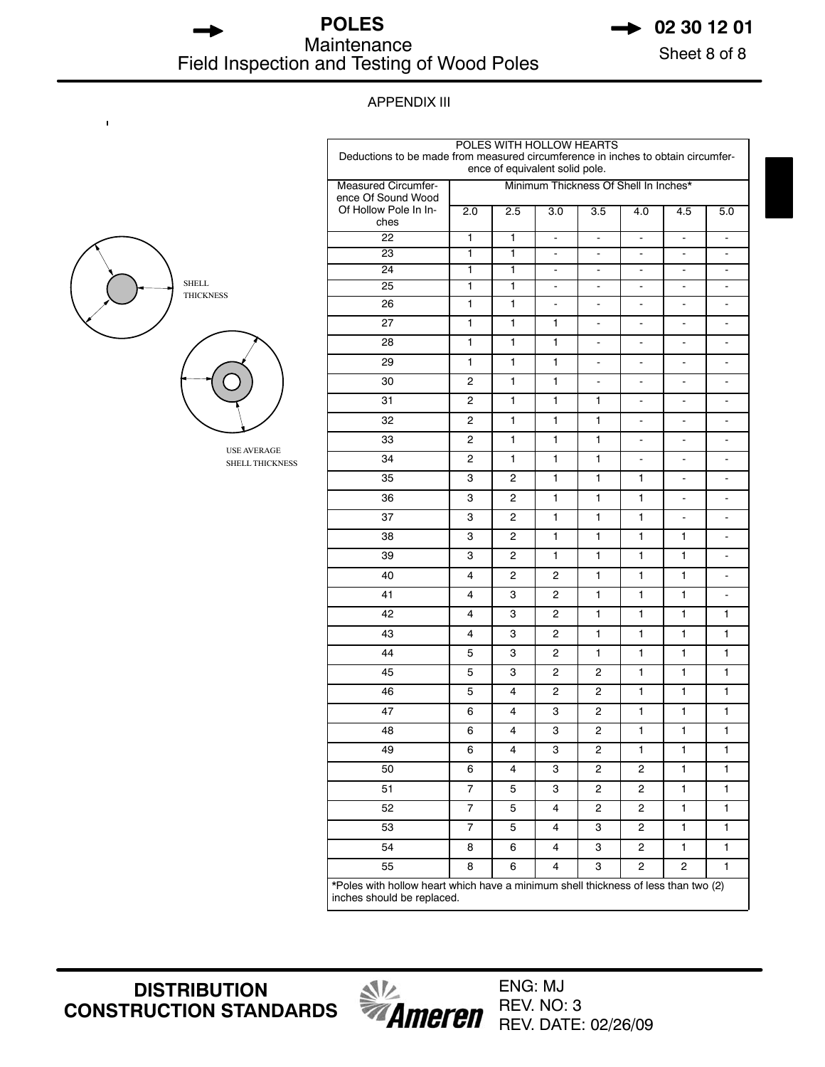## APPENDIX III

SHELL THICKNESS

USE AVERAGE SHELL THICKNESS

| POLES WITH HOLLOW HEARTS Deductions to be made from measured circumference in inches to obtain circumference of equivalent solid pole. | | | | | | | |
|---|---|---|---|---|---|---|---|
| Measured Circumference Of Sound Wood Of Hollow Pole In Inches | Minimum Thickness Of Shell In Inches* | | | | | | |
| | 2.0 | 2.5 | 3.0 | 3.5 | 4.0 | 4.5 | 5.0 |
| 22 | 1 | 1 | - | - | - | - | - |
| 23 | 1 | 1 | - | - | - | - | - |
| 24 | 1 | 1 | - | - | - | - | - |
| 25 | 1 | 1 | - | - | - | - | - |
| 26 | 1 | 1 | - | - | - | - | - |
| 27 | 1 | 1 | 1 | - | - | - | - |
| 28 | 1 | 1 | 1 | - | - | - | - |
| 29 | 1 | 1 | 1 | - | - | - | - |
| 30 | 2 | 1 | 1 | - | - | - | - |
| 31 | 2 | 1 | 1 | 1 | - | - | - |
| 32 | 2 | 1 | 1 | 1 | - | - | - |
| 33 | 2 | 1 | 1 | 1 | - | - | - |
| 34 | 2 | 1 | 1 | 1 | - | - | - |
| 35 | 3 | 2 | 1 | 1 | 1 | - | - |
| 36 | 3 | 2 | 1 | 1 | 1 | - | - |
| 37 | 3 | 2 | 1 | 1 | 1 | - | - |
| 38 | 3 | 2 | 1 | 1 | 1 | 1 | - |
| 39 | 3 | 2 | 1 | 1 | 1 | 1 | - |
| 40 | 4 | 2 | 2 | 1 | 1 | 1 | - |
| 41 | 4 | 3 | 2 | 1 | 1 | 1 | - |
| 42 | 4 | 3 | 2 | 1 | 1 | 1 | 1 |
| 43 | 4 | 3 | 2 | 1 | 1 | 1 | 1 |
| 44 | 5 | 3 | 2 | 1 | 1 | 1 | 1 |
| 45 | 5 | 3 | 2 | 2 | 1 | 1 | 1 |
| 46 | 5 | 4 | 2 | 2 | 1 | 1 | 1 |
| 47 | 6 | 4 | 3 | 2 | 1 | 1 | 1 |
| 48 | 6 | 4 | 3 | 2 | 1 | 1 | 1 |
| 49 | 6 | 4 | 3 | 2 | 1 | 1 | 1 |
| 50 | 6 | 4 | 3 | 2 | 2 | 1 | 1 |
| 51 | 7 | 5 | 3 | 2 | 2 | 1 | 1 |
| 52 | 7 | 5 | 4 | 2 | 2 | 1 | 1 |
| 53 | 7 | 5 | 4 | 3 | 2 | 1 | 1 |
| 54 | 8 | 6 | 4 | 3 | 2 | 1 | 1 |
| 55 | 8 | 6 | 4 | 3 | 2 | 2 | 1 |

*Poles with hollow heart which have a minimum shell thickness of less than two (2) inches should be replaced.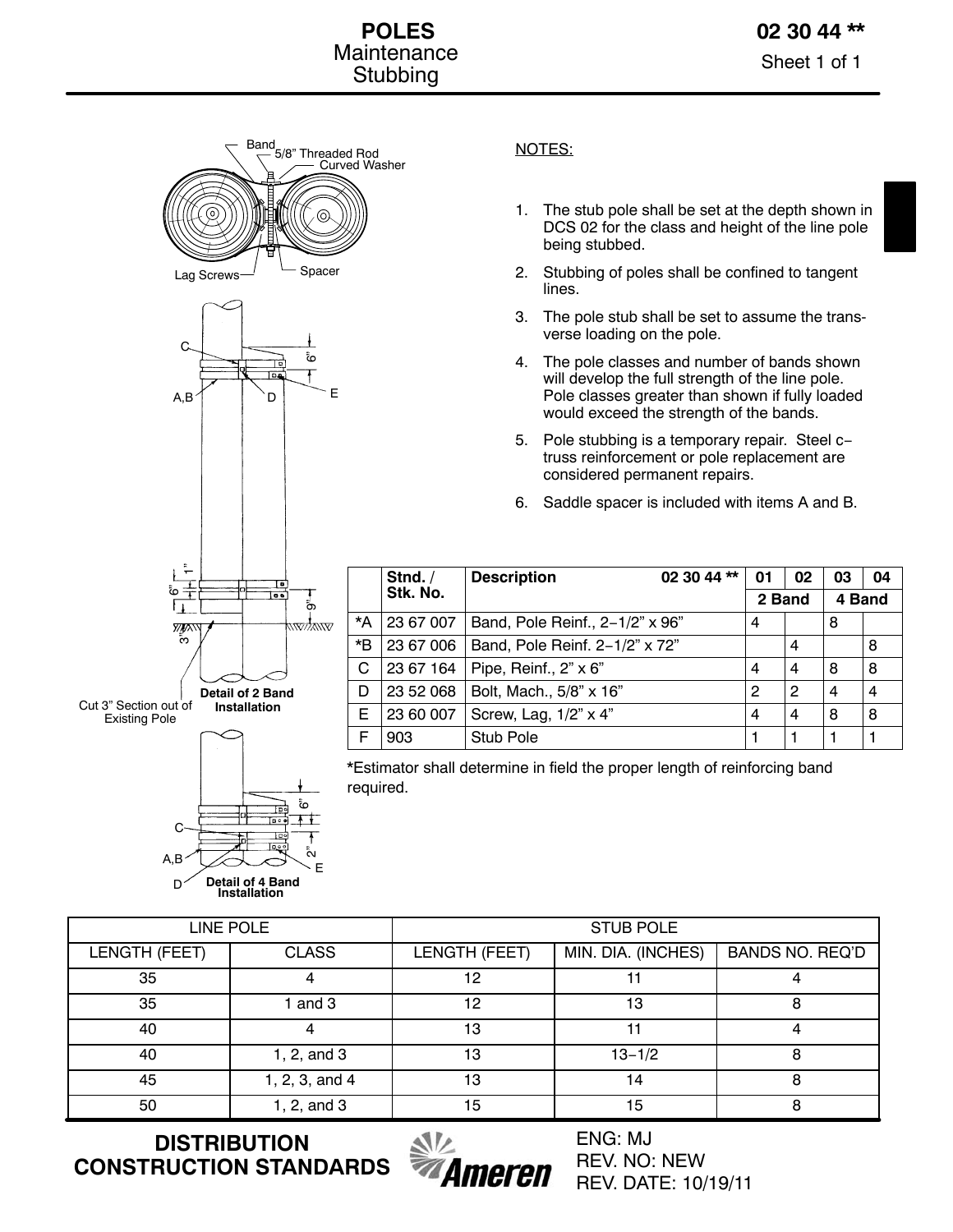# POLES
## Maintenance
## Stubbing

**02 30 44 ****

Band

5/8" Threaded Rod

Curved Washer

Lag Screws

Spacer

C

A,B

D

E

6"

1"

6"

9"

3"

Cut 3" Section out of Existing Pole

**Detail of 2 Band Installation**

C

A,B

D

E

6"

2"

**Detail of 4 Band Installation**

NOTES:

1. The stub pole shall be set at the depth shown in DCS 02 for the class and height of the line pole being stubbed.
2. Stubbing of poles shall be confined to tangent lines.
3. The pole stub shall be set to assume the transverse loading on the pole.
4. The pole classes and number of bands shown will develop the full strength of the line pole. Pole classes greater than shown if fully loaded would exceed the strength of the bands.
5. Pole stubbing is a temporary repair. Steel c-truss reinforcement or pole replacement are considered permanent repairs.
6. Saddle spacer is included with items A and B.

| | Stnd. / Stk. No. | Description 02 30 44 ** | 01 | 02 | 03 | 04 |
|---|---|---|---|---|---|---|
| | | | 2 Band | | 4 Band | |
| *A | 23 67 007 | Band, Pole Reinf., 2-1/2" x 96" | 4 | | 8 | |
| *B | 23 67 006 | Band, Pole Reinf. 2-1/2" x 72" | | 4 | | 8 |
| C | 23 67 164 | Pipe, Reinf., 2" x 6" | 4 | 4 | 8 | 8 |
| D | 23 52 068 | Bolt, Mach., 5/8" x 16" | 2 | 2 | 4 | 4 |
| E | 23 60 007 | Screw, Lag, 1/2" x 4" | 4 | 4 | 8 | 8 |
| F | 903 | Stub Pole | 1 | 1 | 1 | 1 |

*Estimator shall determine in field the proper length of reinforcing band required.

| LINE POLE | | STUB POLE | | |
|---|---|---|---|---|
| LENGTH (FEET) | CLASS | LENGTH (FEET) | MIN. DIA. (INCHES) | BANDS NO. REQ'D |
| 35 | 4 | 12 | 11 | 4 |
| 35 | 1 and 3 | 12 | 13 | 8 |
| 40 | 4 | 13 | 11 | 4 |
| 40 | 1, 2, and 3 | 13 | 13-1/2 | 8 |
| 45 | 1, 2, 3, and 4 | 13 | 14 | 8 |
| 50 | 1, 2, and 3 | 15 | 15 | 8 |

**DISTRIBUTION CONSTRUCTION STANDARDS**

Ameren

ENG: MJ
REV. NO: NEW
REV. DATE: 10/19/11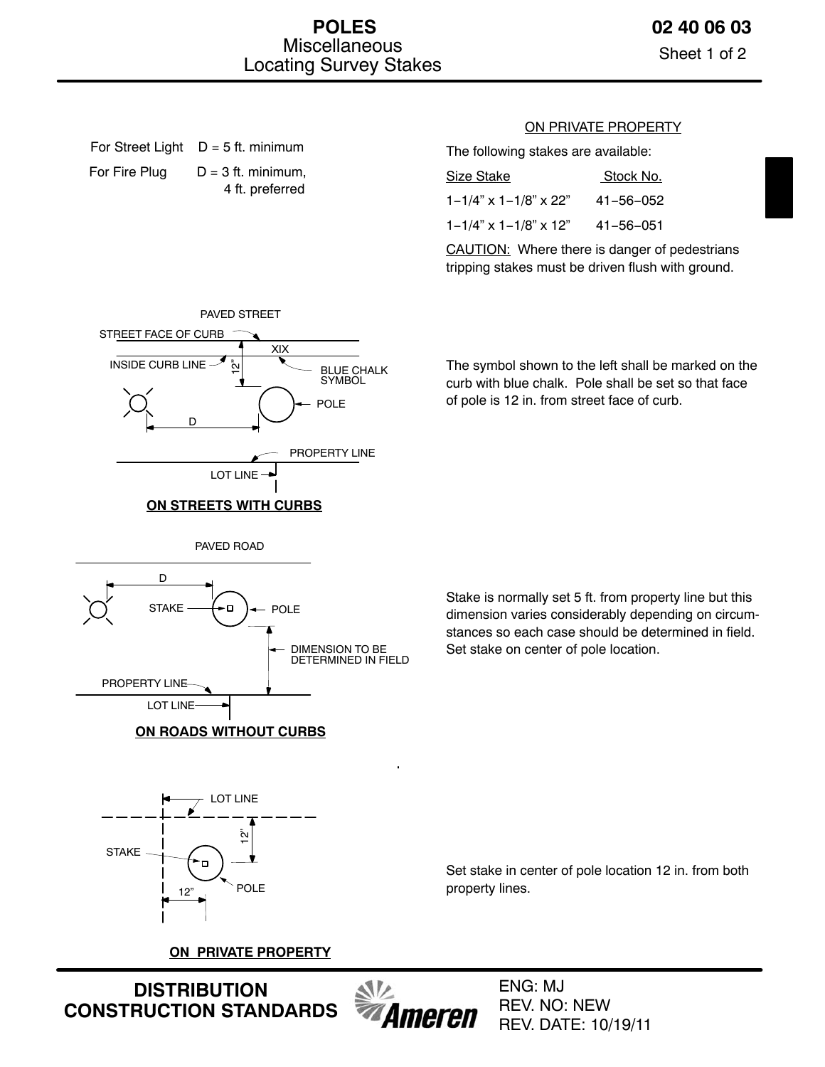# POLES
## Miscellaneous
## Locating Survey Stakes

**02 40 06 03**

For Street Light D = 5 ft. minimum

For Fire Plug D = 3 ft. minimum, 4 ft. preferred

ON PRIVATE PROPERTY

The following stakes are available:

| Size Stake | Stock No. |
|---|---|
| 1−1/4" x 1−1/8" x 22" | 41−56−052 |
| 1−1/4" x 1−1/8" x 12" | 41−56−051 |

CAUTION: Where there is danger of pedestrians tripping stakes must be driven flush with ground.

PAVED STREET

STREET FACE OF CURB

INSIDE CURB LINE

12"

XIX

BLUE CHALK SYMBOL

POLE

D

PROPERTY LINE

LOT LINE

**ON STREETS WITH CURBS**

The symbol shown to the left shall be marked on the curb with blue chalk. Pole shall be set so that face of pole is 12 in. from street face of curb.

PAVED ROAD

D

STAKE

POLE

DIMENSION TO BE DETERMINED IN FIELD

PROPERTY LINE

LOT LINE

**ON ROADS WITHOUT CURBS**

Stake is normally set 5 ft. from property line but this dimension varies considerably depending on circumstances so each case should be determined in field. Set stake on center of pole location.

LOT LINE

12"

STAKE

POLE

12"

**ON PRIVATE PROPERTY**

Set stake in center of pole location 12 in. from both property lines.

**DISTRIBUTION CONSTRUCTION STANDARDS**

Ameren

ENG: MJ
REV. NO: NEW
REV. DATE: 10/19/11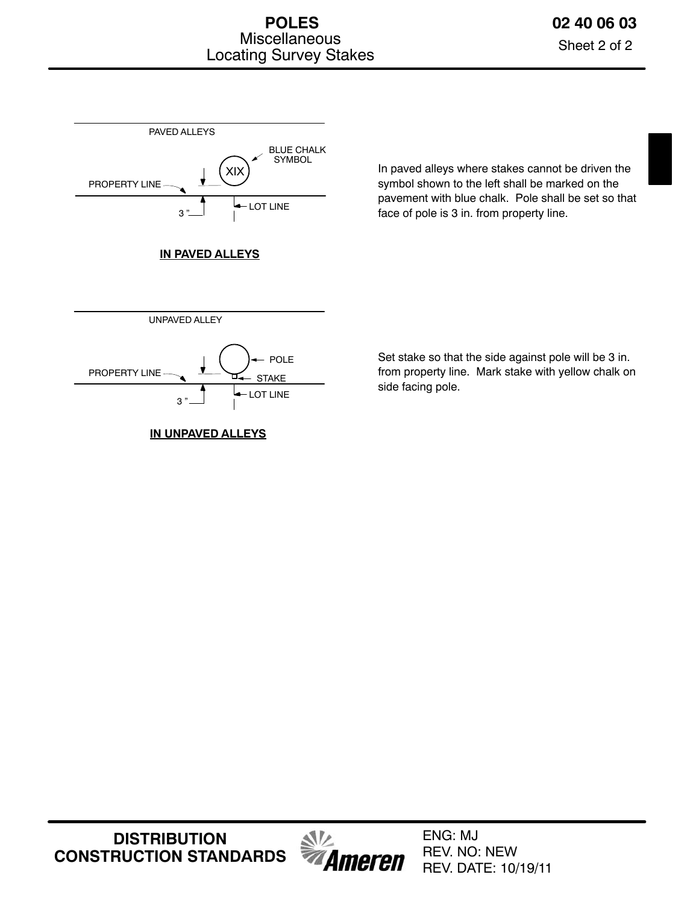PAVED ALLEYS

BLUE CHALK SYMBOL

XIX

PROPERTY LINE

3 "

LOT LINE

**IN PAVED ALLEYS**

In paved alleys where stakes cannot be driven the symbol shown to the left shall be marked on the pavement with blue chalk. Pole shall be set so that face of pole is 3 in. from property line.

UNPAVED ALLEY

POLE

PROPERTY LINE

STAKE

3 "

LOT LINE

**IN UNPAVED ALLEYS**

Set stake so that the side against pole will be 3 in. from property line. Mark stake with yellow chalk on side facing pole.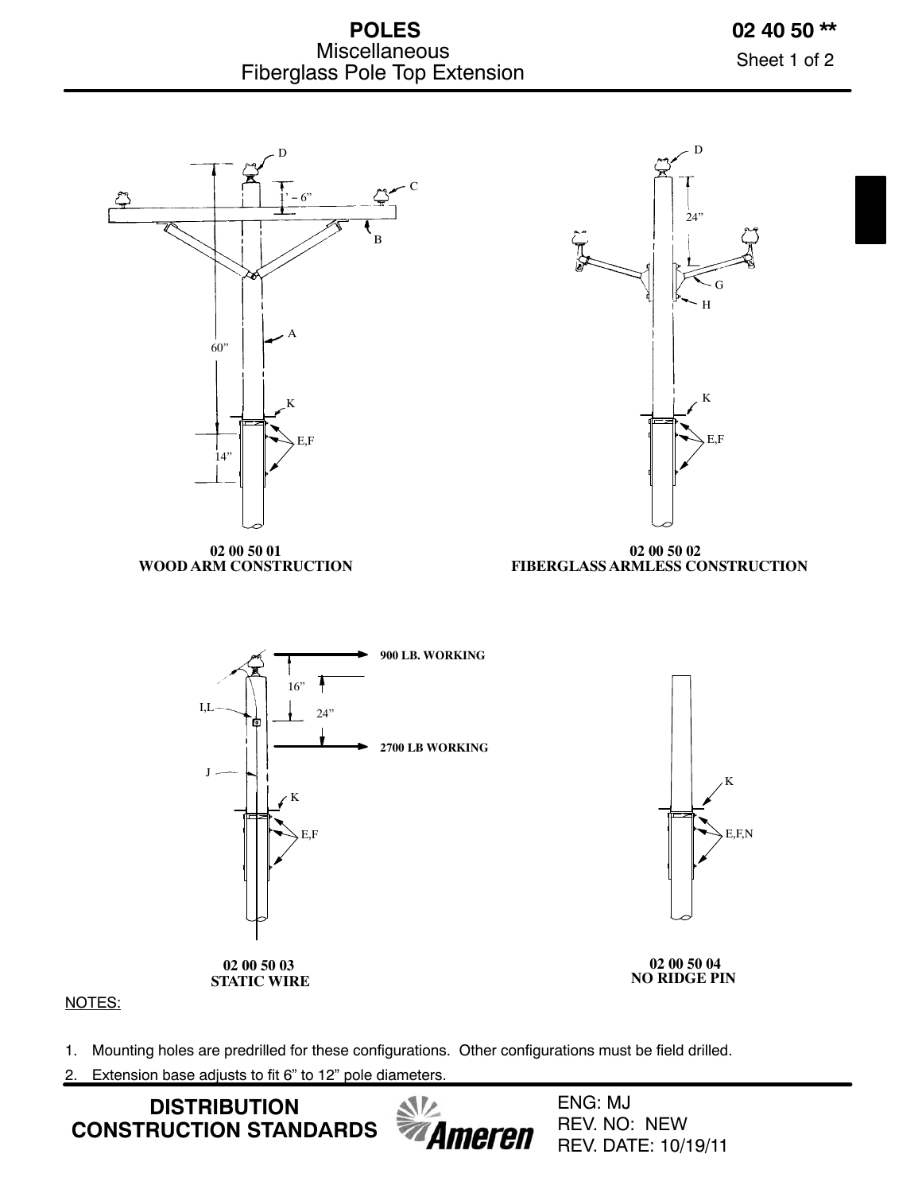# POLES
Miscellaneous
Fiberglass Pole Top Extension

02 40 50 **

D

C

1' – 6"

B

60"

A

K

E,F

14"

**02 00 50 01**
**WOOD ARM CONSTRUCTION**

D

24"

G

H

K

E,F

**02 00 50 02**
**FIBERGLASS ARMLESS CONSTRUCTION**

900 LB. WORKING

16"

I,L

24"

2700 LB WORKING

J

K

E,F

**02 00 50 03**
**STATIC WIRE**

K

E,F,N

**02 00 50 04**
**NO RIDGE PIN**

NOTES:

1. Mounting holes are predrilled for these configurations. Other configurations must be field drilled.
2. Extension base adjusts to fit 6" to 12" pole diameters.

**DISTRIBUTION CONSTRUCTION STANDARDS**

Ameren

ENG: MJ
REV. NO: NEW
REV. DATE: 10/19/11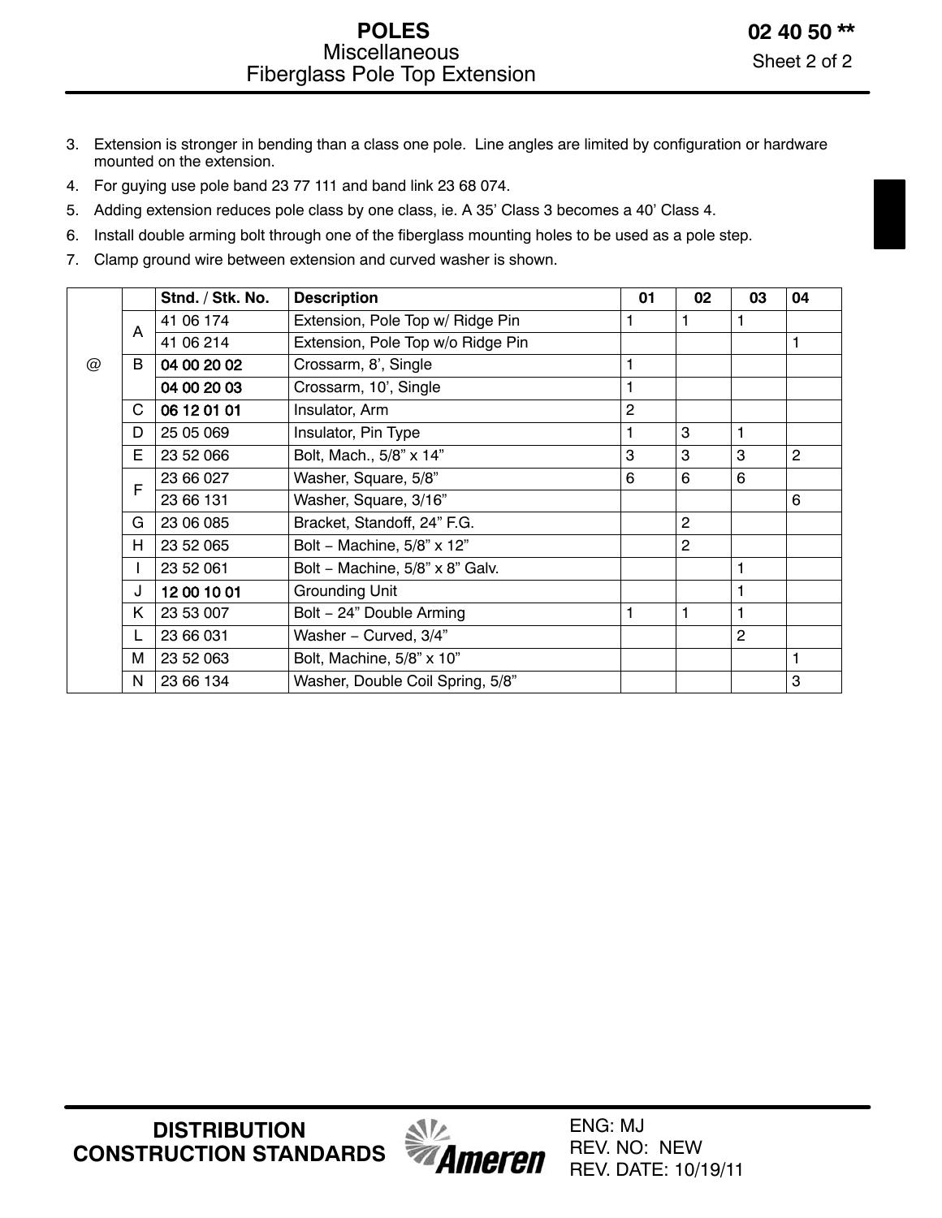3. Extension is stronger in bending than a class one pole. Line angles are limited by configuration or hardware mounted on the extension.
4. For guying use pole band 23 77 111 and band link 23 68 074.
5. Adding extension reduces pole class by one class, ie. A 35' Class 3 becomes a 40' Class 4.
6. Install double arming bolt through one of the fiberglass mounting holes to be used as a pole step.
7. Clamp ground wire between extension and curved washer is shown.

| | | Stnd. / Stk. No. | Description | 01 | 02 | 03 | 04 |
|---|---|---|---|---|---|---|---|
| @ | A | 41 06 174 | Extension, Pole Top w/ Ridge Pin | 1 | 1 | 1 | |
| | | 41 06 214 | Extension, Pole Top w/o Ridge Pin | | | | 1 |
| | B | 04 00 20 02 | Crossarm, 8', Single | 1 | | | |
| | | 04 00 20 03 | Crossarm, 10', Single | 1 | | | |
| | C | 06 12 01 01 | Insulator, Arm | 2 | | | |
| | D | 25 05 069 | Insulator, Pin Type | 1 | 3 | 1 | |
| | E | 23 52 066 | Bolt, Mach., 5/8" x 14" | 3 | 3 | 3 | 2 |
| | F | 23 66 027 | Washer, Square, 5/8" | 6 | 6 | 6 | |
| | | 23 66 131 | Washer, Square, 3/16" | | | | 6 |
| | G | 23 06 085 | Bracket, Standoff, 24" F.G. | | 2 | | |
| | H | 23 52 065 | Bolt – Machine, 5/8" x 12" | | 2 | | |
| | I | 23 52 061 | Bolt – Machine, 5/8" x 8" Galv. | | | 1 | |
| | J | 12 00 10 01 | Grounding Unit | | | 1 | |
| | K | 23 53 007 | Bolt – 24" Double Arming | 1 | 1 | 1 | |
| | L | 23 66 031 | Washer – Curved, 3/4" | | | 2 | |
| | M | 23 52 063 | Bolt, Machine, 5/8" x 10" | | | | 1 |
| | N | 23 66 134 | Washer, Double Coil Spring, 5/8" | | | | 3 |